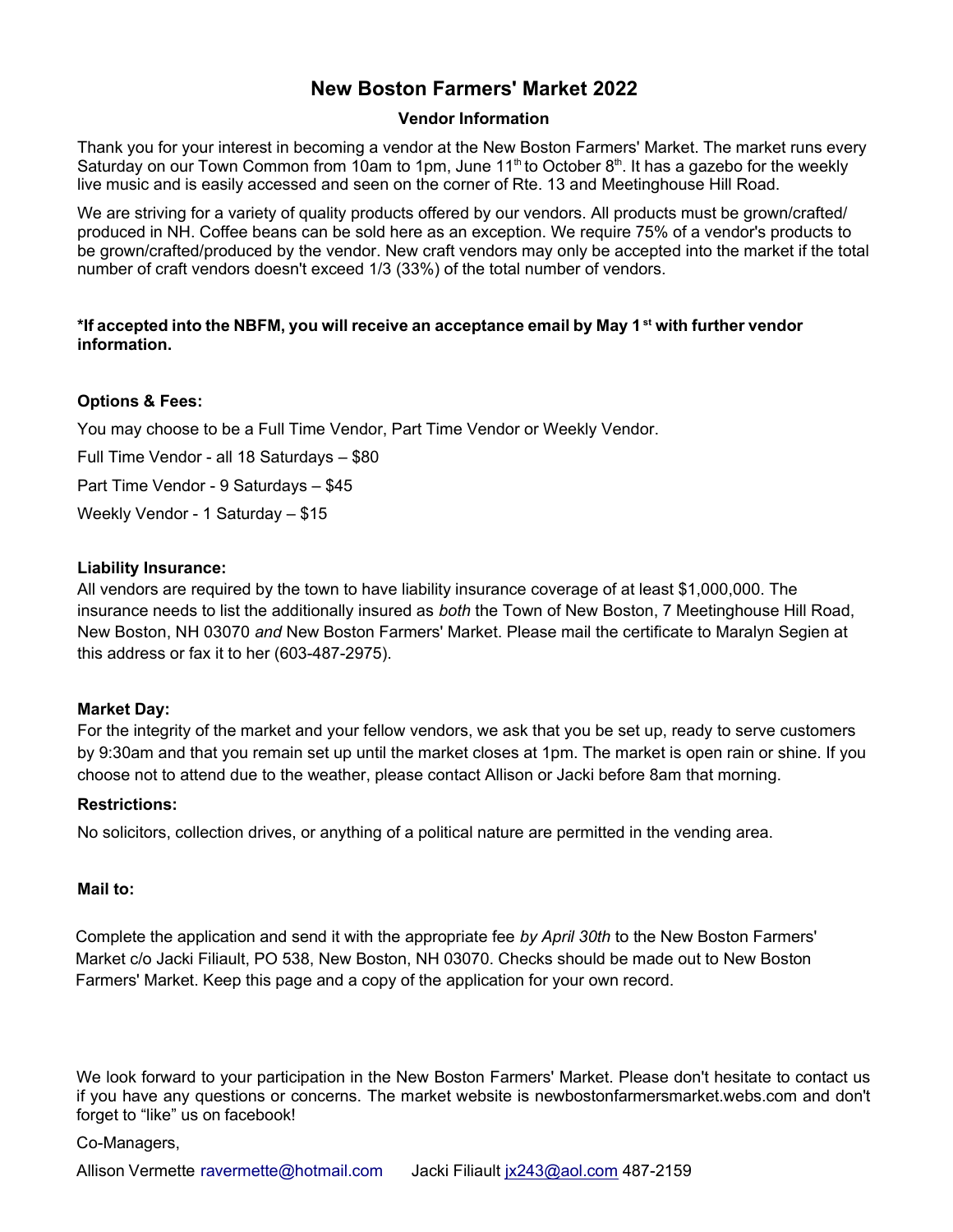# New Boston Farmers' Market 2022

## Vendor Information

Thank you for your interest in becoming a vendor at the New Boston Farmers' Market. The market runs every Saturday on our Town Common from 10am to 1pm, June 11th to October 8th. It has a gazebo for the weekly live music and is easily accessed and seen on the corner of Rte. 13 and Meetinghouse Hill Road.

We are striving for a variety of quality products offered by our vendors. All products must be grown/crafted/produced in NH. Coffee beans can be sold here as an exception. We require 75% of a vendor's products to be grown/crafted/produced by the vendor. New craft vendors may only be accepted into the market if the total number of craft vendors doesn't exceed 1/3 (33%) of the total number of vendors.

**\*If accepted into the NBFM, you will receive an acceptance email by May 1st with further vendor information.**

**Options & Fees:**

You may choose to be a Full Time Vendor, Part Time Vendor or Weekly Vendor.

Full Time Vendor - all 18 Saturdays – $80

Part Time Vendor - 9 Saturdays – $45

Weekly Vendor - 1 Saturday – $15

**Liability Insurance:**

All vendors are required by the town to have liability insurance coverage of at least $1,000,000. The insurance needs to list the additionally insured as *both* the Town of New Boston, 7 Meetinghouse Hill Road, New Boston, NH 03070 *and* New Boston Farmers' Market. Please mail the certificate to Maralyn Segien at this address or fax it to her (603-487-2975).

**Market Day:**

For the integrity of the market and your fellow vendors, we ask that you be set up, ready to serve customers by 9:30am and that you remain set up until the market closes at 1pm. The market is open rain or shine. If you choose not to attend due to the weather, please contact Allison or Jacki before 8am that morning.

**Restrictions:**

No solicitors, collection drives, or anything of a political nature are permitted in the vending area.

**Mail to:**

Complete the application and send it with the appropriate fee *by April 30th* to the New Boston Farmers' Market c/o Jacki Filiault, PO 538, New Boston, NH 03070. Checks should be made out to New Boston Farmers' Market. Keep this page and a copy of the application for your own record.

We look forward to your participation in the New Boston Farmers' Market. Please don't hesitate to contact us if you have any questions or concerns. The market website is newbostonfarmersmarket.webs.com and don't forget to "like" us on facebook!

Co-Managers,

Allison Vermette ravermette@hotmail.com  Jacki Filiault jx243@aol.com 487-2159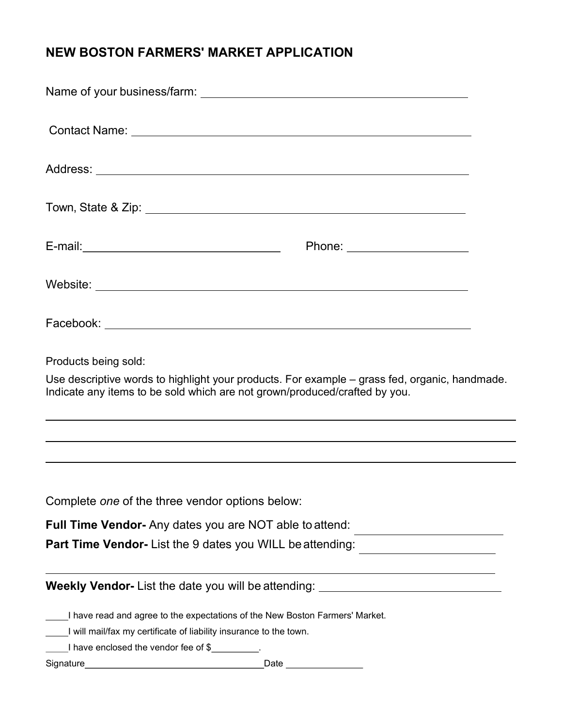# NEW BOSTON FARMERS' MARKET APPLICATION

Name of your business/farm: ______________________________________________

Contact Name: ______________________________________________

Address: ______________________________________________

Town, State & Zip: ______________________________________________

E-mail: ______________________________ Phone: ____________________

Website: ______________________________________________

Facebook: ______________________________________________

Products being sold:

Use descriptive words to highlight your products. For example – grass fed, organic, handmade. Indicate any items to be sold which are not grown/produced/crafted by you.

______________________________________________________________________

______________________________________________________________________

______________________________________________________________________

Complete *one* of the three vendor options below:

**Full Time Vendor-** Any dates you are NOT able to attend: ____________________

**Part Time Vendor-** List the 9 dates you WILL be attending: ____________________

______________________________________________________________________

**Weekly Vendor-** List the date you will be attending: ____________________

____I have read and agree to the expectations of the New Boston Farmers' Market.

____I will mail/fax my certificate of liability insurance to the town.

____I have enclosed the vendor fee of $_________.

Signature______________________________ Date ______________